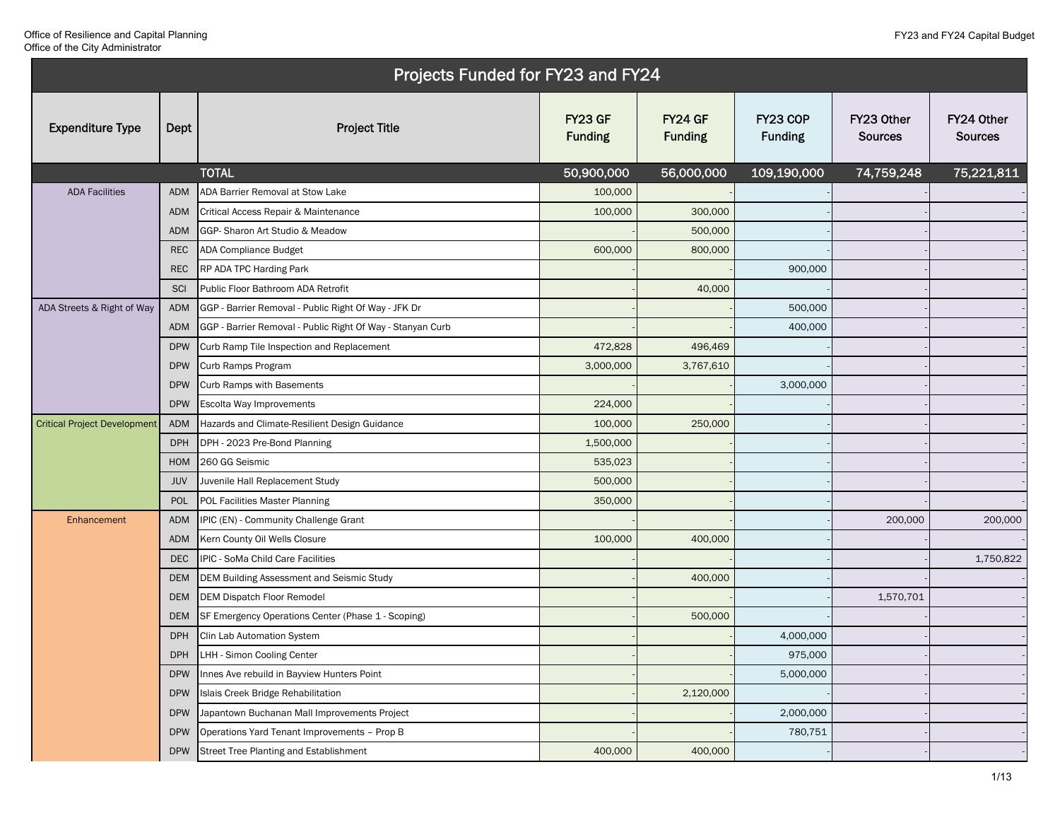Office of Resilience and Capital Planning
Office of the City Administrator

FY23 and FY24 Capital Budget

## Projects Funded for FY23 and FY24

| Expenditure Type | Dept | Project Title | FY23 GF Funding | FY24 GF Funding | FY23 COP Funding | FY23 Other Sources | FY24 Other Sources |
|---|---|---|---|---|---|---|---|
| | | **TOTAL** | **50,900,000** | **56,000,000** | **109,190,000** | **74,759,248** | **75,221,811** |
| ADA Facilities | ADM | ADA Barrier Removal at Stow Lake | 100,000 | - | - | - | - |
| | ADM | Critical Access Repair & Maintenance | 100,000 | 300,000 | - | - | - |
| | ADM | GGP- Sharon Art Studio & Meadow | - | 500,000 | - | - | - |
| | REC | ADA Compliance Budget | 600,000 | 800,000 | - | - | - |
| | REC | RP ADA TPC Harding Park | - | - | 900,000 | - | - |
| | SCI | Public Floor Bathroom ADA Retrofit | - | 40,000 | - | - | - |
| ADA Streets & Right of Way | ADM | GGP - Barrier Removal - Public Right Of Way - JFK Dr | - | - | 500,000 | - | - |
| | ADM | GGP - Barrier Removal - Public Right Of Way - Stanyan Curb | - | - | 400,000 | - | - |
| | DPW | Curb Ramp Tile Inspection and Replacement | 472,828 | 496,469 | - | - | - |
| | DPW | Curb Ramps Program | 3,000,000 | 3,767,610 | - | - | - |
| | DPW | Curb Ramps with Basements | - | - | 3,000,000 | - | - |
| | DPW | Escolta Way Improvements | 224,000 | - | - | - | - |
| Critical Project Development | ADM | Hazards and Climate-Resilient Design Guidance | 100,000 | 250,000 | - | - | - |
| | DPH | DPH - 2023 Pre-Bond Planning | 1,500,000 | - | - | - | - |
| | HOM | 260 GG Seismic | 535,023 | - | - | - | - |
| | JUV | Juvenile Hall Replacement Study | 500,000 | - | - | - | - |
| | POL | POL Facilities Master Planning | 350,000 | - | - | - | - |
| Enhancement | ADM | IPIC (EN) - Community Challenge Grant | - | - | - | 200,000 | 200,000 |
| | ADM | Kern County Oil Wells Closure | 100,000 | 400,000 | - | - | - |
| | DEC | IPIC - SoMa Child Care Facilities | - | - | - | - | 1,750,822 |
| | DEM | DEM Building Assessment and Seismic Study | - | 400,000 | - | - | - |
| | DEM | DEM Dispatch Floor Remodel | - | - | - | 1,570,701 | - |
| | DEM | SF Emergency Operations Center (Phase 1 - Scoping) | - | 500,000 | - | - | - |
| | DPH | Clin Lab Automation System | - | - | 4,000,000 | - | - |
| | DPH | LHH - Simon Cooling Center | - | - | 975,000 | - | - |
| | DPW | Innes Ave rebuild in Bayview Hunters Point | - | - | 5,000,000 | - | - |
| | DPW | Islais Creek Bridge Rehabilitation | - | 2,120,000 | - | - | - |
| | DPW | Japantown Buchanan Mall Improvements Project | - | - | 2,000,000 | - | - |
| | DPW | Operations Yard Tenant Improvements – Prop B | - | - | 780,751 | - | - |
| | DPW | Street Tree Planting and Establishment | 400,000 | 400,000 | - | - | - |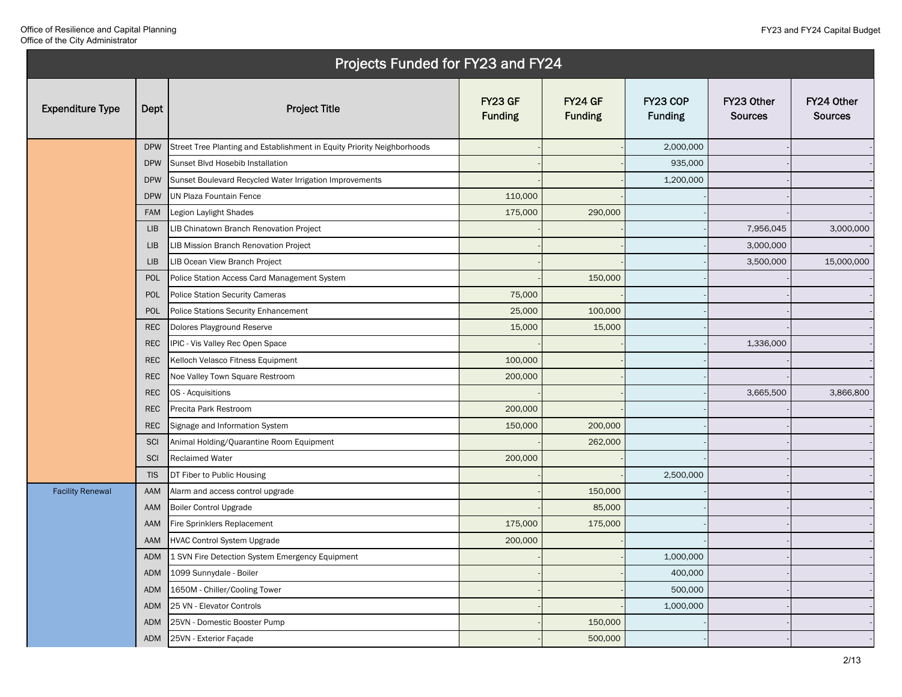# Projects Funded for FY23 and FY24

| Expenditure Type | Dept | Project Title | FY23 GF Funding | FY24 GF Funding | FY23 COP Funding | FY23 Other Sources | FY24 Other Sources |
|---|---|---|---|---|---|---|---|
| | DPW | Street Tree Planting and Establishment in Equity Priority Neighborhoods | - | - | 2,000,000 | - | - |
| | DPW | Sunset Blvd Hosebib Installation | - | - | 935,000 | - | - |
| | DPW | Sunset Boulevard Recycled Water Irrigation Improvements | - | - | 1,200,000 | - | - |
| | DPW | UN Plaza Fountain Fence | 110,000 | - | - | - | - |
| | FAM | Legion Laylight Shades | 175,000 | 290,000 | - | - | - |
| | LIB | LIB Chinatown Branch Renovation Project | - | - | - | 7,956,045 | 3,000,000 |
| | LIB | LIB Mission Branch Renovation Project | - | - | - | 3,000,000 | - |
| | LIB | LIB Ocean View Branch Project | - | - | - | 3,500,000 | 15,000,000 |
| | POL | Police Station Access Card Management System | - | 150,000 | - | - | - |
| | POL | Police Station Security Cameras | 75,000 | - | - | - | - |
| | POL | Police Stations Security Enhancement | 25,000 | 100,000 | - | - | - |
| | REC | Dolores Playground Reserve | 15,000 | 15,000 | - | - | - |
| | REC | IPIC - Vis Valley Rec Open Space | - | - | - | 1,336,000 | - |
| | REC | Kelloch Velasco Fitness Equipment | 100,000 | - | - | - | - |
| | REC | Noe Valley Town Square Restroom | 200,000 | - | - | - | - |
| | REC | OS - Acquisitions | - | - | - | 3,665,500 | 3,866,800 |
| | REC | Precita Park Restroom | 200,000 | - | - | - | - |
| | REC | Signage and Information System | 150,000 | 200,000 | - | - | - |
| | SCI | Animal Holding/Quarantine Room Equipment | - | 262,000 | - | - | - |
| | SCI | Reclaimed Water | 200,000 | - | - | - | - |
| | TIS | DT Fiber to Public Housing | - | - | 2,500,000 | - | - |
| Facility Renewal | AAM | Alarm and access control upgrade | - | 150,000 | - | - | - |
| | AAM | Boiler Control Upgrade | - | 85,000 | - | - | - |
| | AAM | Fire Sprinklers Replacement | 175,000 | 175,000 | - | - | - |
| | AAM | HVAC Control System Upgrade | 200,000 | - | - | - | - |
| | ADM | 1 SVN Fire Detection System Emergency Equipment | - | - | 1,000,000 | - | - |
| | ADM | 1099 Sunnydale - Boiler | - | - | 400,000 | - | - |
| | ADM | 1650M - Chiller/Cooling Tower | - | - | 500,000 | - | - |
| | ADM | 25 VN - Elevator Controls | - | - | 1,000,000 | - | - |
| | ADM | 25VN - Domestic Booster Pump | - | 150,000 | - | - | - |
| | ADM | 25VN - Exterior Façade | - | 500,000 | - | - | - |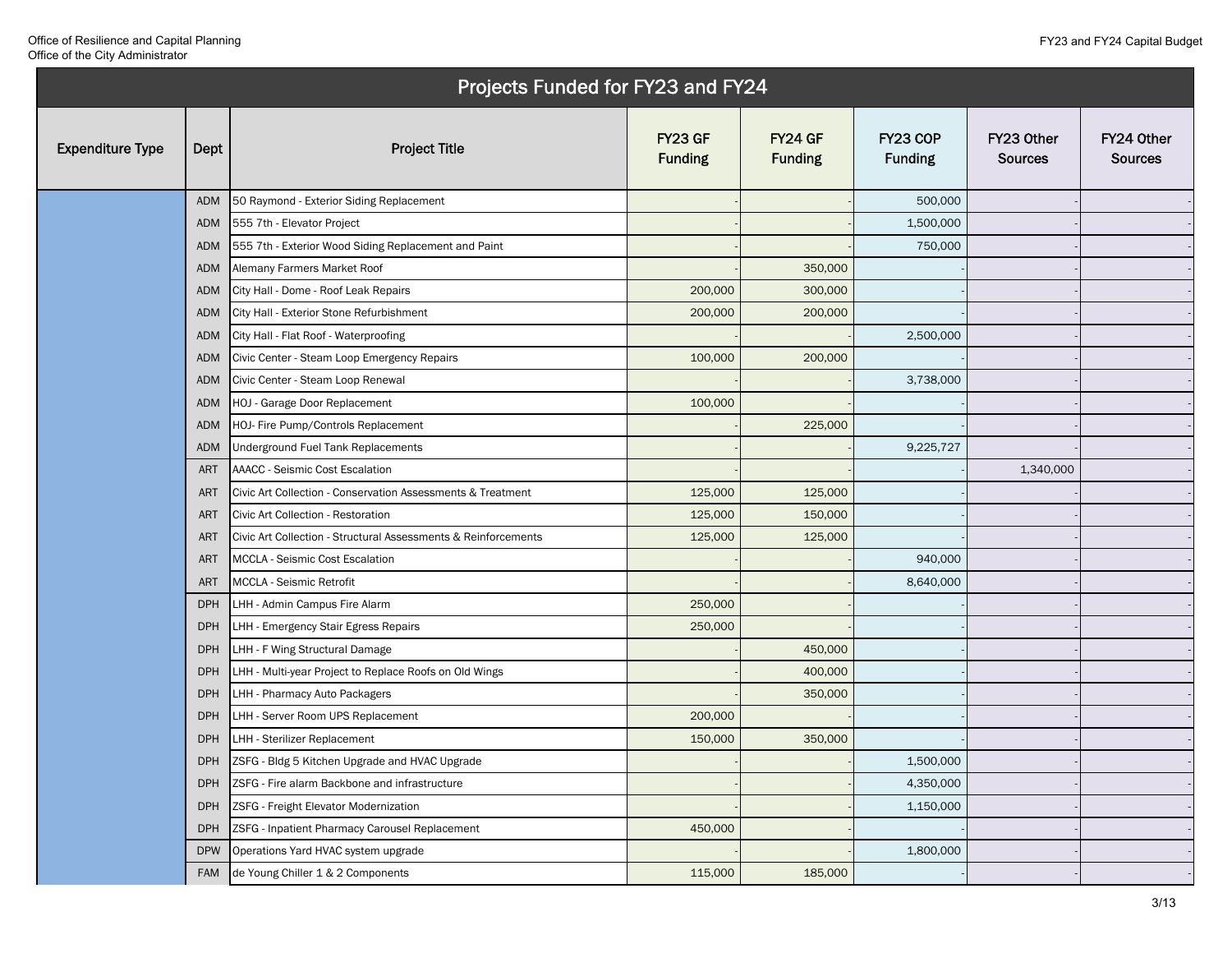## Projects Funded for FY23 and FY24

| Expenditure Type | Dept | Project Title | FY23 GF Funding | FY24 GF Funding | FY23 COP Funding | FY23 Other Sources | FY24 Other Sources |
|---|---|---|---|---|---|---|---|
| | ADM | 50 Raymond - Exterior Siding Replacement | - | - | 500,000 | - | - |
| | ADM | 555 7th - Elevator Project | - | - | 1,500,000 | - | - |
| | ADM | 555 7th - Exterior Wood Siding Replacement and Paint | - | - | 750,000 | - | - |
| | ADM | Alemany Farmers Market Roof | - | 350,000 | - | - | - |
| | ADM | City Hall - Dome - Roof Leak Repairs | 200,000 | 300,000 | - | - | - |
| | ADM | City Hall - Exterior Stone Refurbishment | 200,000 | 200,000 | - | - | - |
| | ADM | City Hall - Flat Roof - Waterproofing | - | - | 2,500,000 | - | - |
| | ADM | Civic Center - Steam Loop Emergency Repairs | 100,000 | 200,000 | - | - | - |
| | ADM | Civic Center - Steam Loop Renewal | - | - | 3,738,000 | - | - |
| | ADM | HOJ - Garage Door Replacement | 100,000 | - | - | - | - |
| | ADM | HOJ- Fire Pump/Controls Replacement | - | 225,000 | - | - | - |
| | ADM | Underground Fuel Tank Replacements | - | - | 9,225,727 | - | - |
| | ART | AAACC - Seismic Cost Escalation | - | - | - | 1,340,000 | - |
| | ART | Civic Art Collection - Conservation Assessments & Treatment | 125,000 | 125,000 | - | - | - |
| | ART | Civic Art Collection - Restoration | 125,000 | 150,000 | - | - | - |
| | ART | Civic Art Collection - Structural Assessments & Reinforcements | 125,000 | 125,000 | - | - | - |
| | ART | MCCLA - Seismic Cost Escalation | - | - | 940,000 | - | - |
| | ART | MCCLA - Seismic Retrofit | - | - | 8,640,000 | - | - |
| | DPH | LHH - Admin Campus Fire Alarm | 250,000 | - | - | - | - |
| | DPH | LHH - Emergency Stair Egress Repairs | 250,000 | - | - | - | - |
| | DPH | LHH - F Wing Structural Damage | - | 450,000 | - | - | - |
| | DPH | LHH - Multi-year Project to Replace Roofs on Old Wings | - | 400,000 | - | - | - |
| | DPH | LHH - Pharmacy Auto Packagers | - | 350,000 | - | - | - |
| | DPH | LHH - Server Room UPS Replacement | 200,000 | - | - | - | - |
| | DPH | LHH - Sterilizer Replacement | 150,000 | 350,000 | - | - | - |
| | DPH | ZSFG - Bldg 5 Kitchen Upgrade and HVAC Upgrade | - | - | 1,500,000 | - | - |
| | DPH | ZSFG - Fire alarm Backbone and infrastructure | - | - | 4,350,000 | - | - |
| | DPH | ZSFG - Freight Elevator Modernization | - | - | 1,150,000 | - | - |
| | DPH | ZSFG - Inpatient Pharmacy Carousel Replacement | 450,000 | - | - | - | - |
| | DPW | Operations Yard HVAC system upgrade | - | - | 1,800,000 | - | - |
| | FAM | de Young Chiller 1 & 2 Components | 115,000 | 185,000 | - | - | - |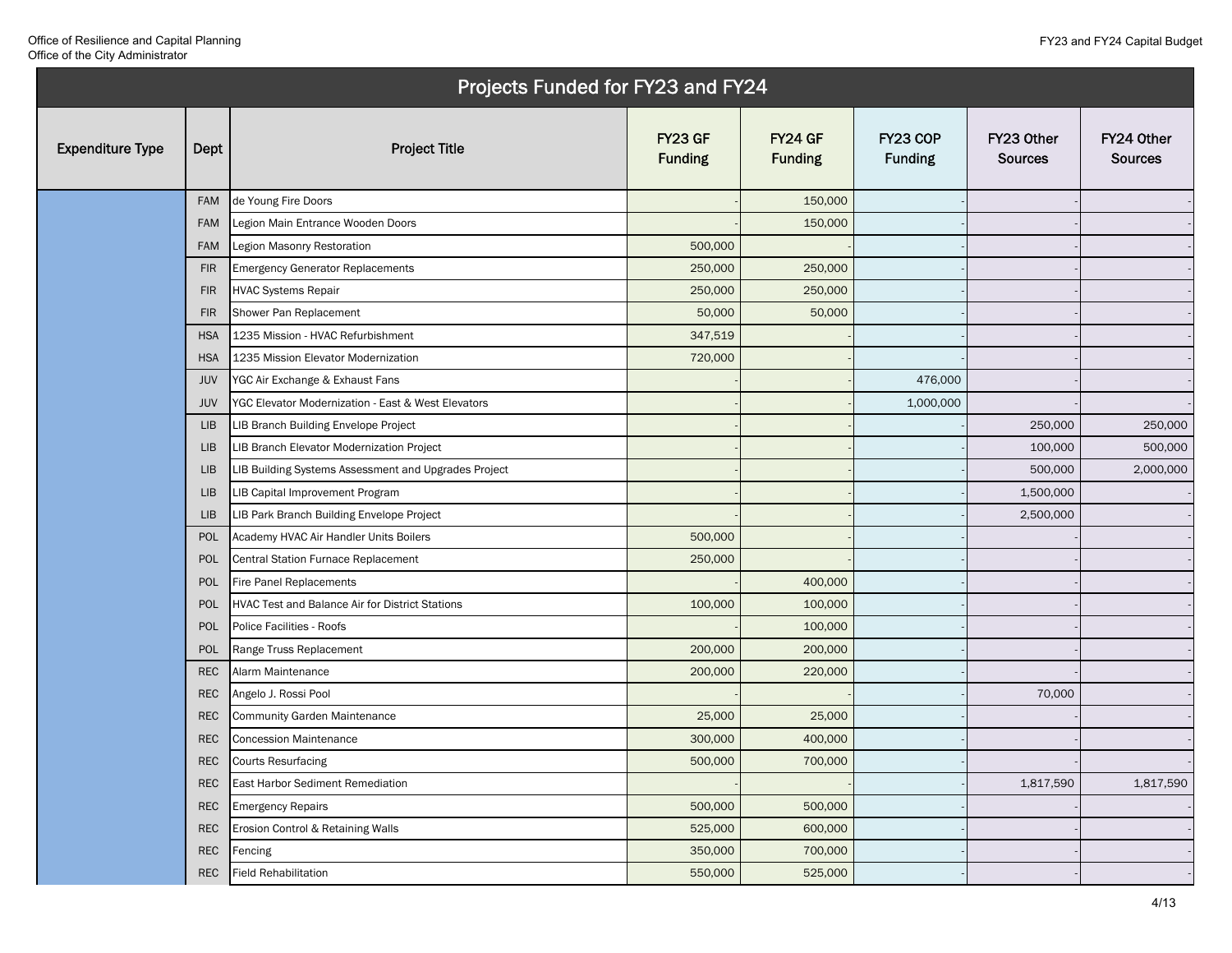## Projects Funded for FY23 and FY24

| Expenditure Type | Dept | Project Title | FY23 GF Funding | FY24 GF Funding | FY23 COP Funding | FY23 Other Sources | FY24 Other Sources |
|---|---|---|---|---|---|---|---|
| | FAM | de Young Fire Doors | - | 150,000 | - | - | - |
| | FAM | Legion Main Entrance Wooden Doors | - | 150,000 | - | - | - |
| | FAM | Legion Masonry Restoration | 500,000 | - | - | - | - |
| | FIR | Emergency Generator Replacements | 250,000 | 250,000 | - | - | - |
| | FIR | HVAC Systems Repair | 250,000 | 250,000 | - | - | - |
| | FIR | Shower Pan Replacement | 50,000 | 50,000 | - | - | - |
| | HSA | 1235 Mission - HVAC Refurbishment | 347,519 | - | - | - | - |
| | HSA | 1235 Mission Elevator Modernization | 720,000 | - | - | - | - |
| | JUV | YGC Air Exchange & Exhaust Fans | - | - | 476,000 | - | - |
| | JUV | YGC Elevator Modernization - East & West Elevators | - | - | 1,000,000 | - | - |
| | LIB | LIB Branch Building Envelope Project | - | - | - | 250,000 | 250,000 |
| | LIB | LIB Branch Elevator Modernization Project | - | - | - | 100,000 | 500,000 |
| | LIB | LIB Building Systems Assessment and Upgrades Project | - | - | - | 500,000 | 2,000,000 |
| | LIB | LIB Capital Improvement Program | - | - | - | 1,500,000 | - |
| | LIB | LIB Park Branch Building Envelope Project | - | - | - | 2,500,000 | - |
| | POL | Academy HVAC Air Handler Units Boilers | 500,000 | - | - | - | - |
| | POL | Central Station Furnace Replacement | 250,000 | - | - | - | - |
| | POL | Fire Panel Replacements | - | 400,000 | - | - | - |
| | POL | HVAC Test and Balance Air for District Stations | 100,000 | 100,000 | - | - | - |
| | POL | Police Facilities - Roofs | - | 100,000 | - | - | - |
| | POL | Range Truss Replacement | 200,000 | 200,000 | - | - | - |
| | REC | Alarm Maintenance | 200,000 | 220,000 | - | - | - |
| | REC | Angelo J. Rossi Pool | - | - | - | 70,000 | - |
| | REC | Community Garden Maintenance | 25,000 | 25,000 | - | - | - |
| | REC | Concession Maintenance | 300,000 | 400,000 | - | - | - |
| | REC | Courts Resurfacing | 500,000 | 700,000 | - | - | - |
| | REC | East Harbor Sediment Remediation | - | - | - | 1,817,590 | 1,817,590 |
| | REC | Emergency Repairs | 500,000 | 500,000 | - | - | - |
| | REC | Erosion Control & Retaining Walls | 525,000 | 600,000 | - | - | - |
| | REC | Fencing | 350,000 | 700,000 | - | - | - |
| | REC | Field Rehabilitation | 550,000 | 525,000 | - | - | - |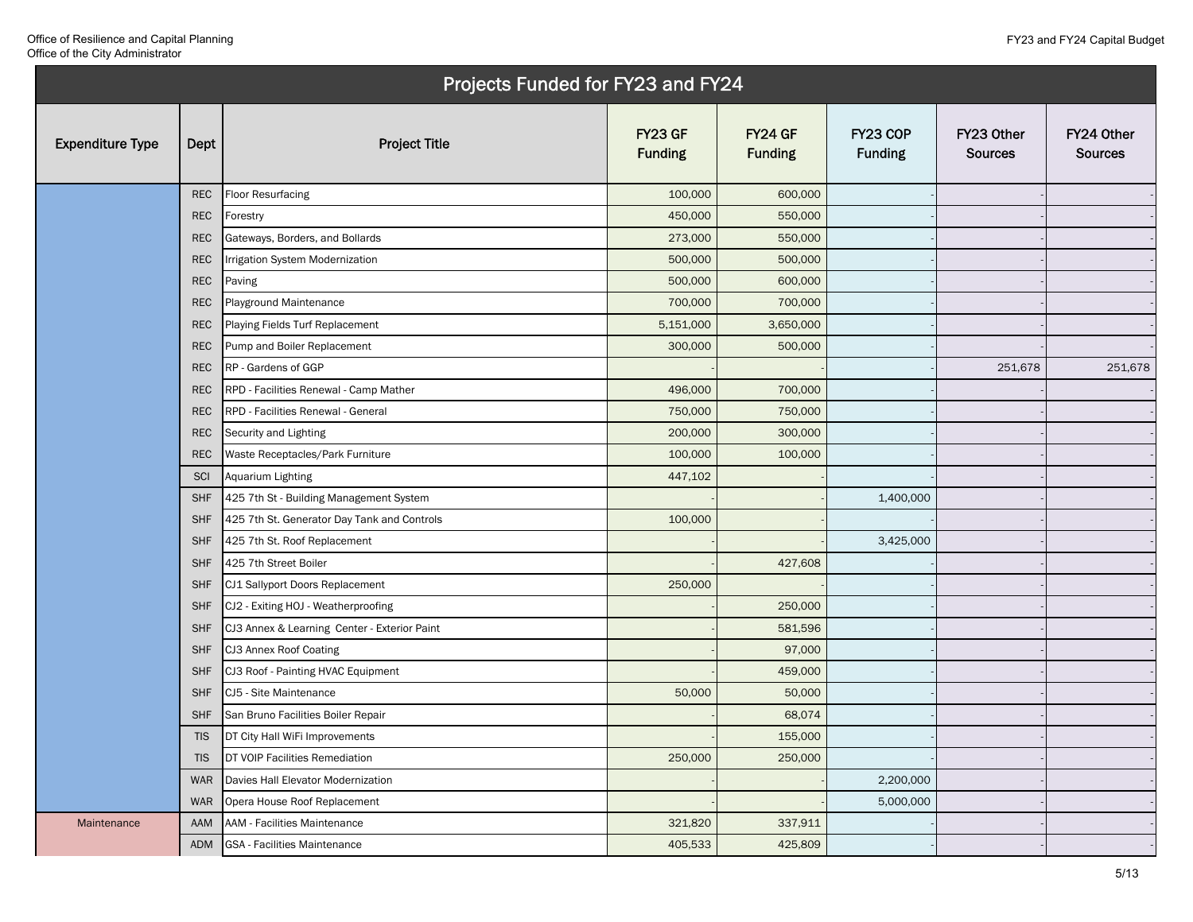# Projects Funded for FY23 and FY24

| Expenditure Type | Dept | Project Title | FY23 GF Funding | FY24 GF Funding | FY23 COP Funding | FY23 Other Sources | FY24 Other Sources |
|---|---|---|---|---|---|---|---|
| | REC | Floor Resurfacing | 100,000 | 600,000 | - | - | - |
| | REC | Forestry | 450,000 | 550,000 | - | - | - |
| | REC | Gateways, Borders, and Bollards | 273,000 | 550,000 | - | - | - |
| | REC | Irrigation System Modernization | 500,000 | 500,000 | - | - | - |
| | REC | Paving | 500,000 | 600,000 | - | - | - |
| | REC | Playground Maintenance | 700,000 | 700,000 | - | - | - |
| | REC | Playing Fields Turf Replacement | 5,151,000 | 3,650,000 | - | - | - |
| | REC | Pump and Boiler Replacement | 300,000 | 500,000 | - | - | - |
| | REC | RP - Gardens of GGP | - | - | - | 251,678 | 251,678 |
| | REC | RPD - Facilities Renewal - Camp Mather | 496,000 | 700,000 | - | - | - |
| | REC | RPD - Facilities Renewal - General | 750,000 | 750,000 | - | - | - |
| | REC | Security and Lighting | 200,000 | 300,000 | - | - | - |
| | REC | Waste Receptacles/Park Furniture | 100,000 | 100,000 | - | - | - |
| | SCI | Aquarium Lighting | 447,102 | - | - | - | - |
| | SHF | 425 7th St - Building Management System | - | - | 1,400,000 | - | - |
| | SHF | 425 7th St. Generator Day Tank and Controls | 100,000 | - | - | - | - |
| | SHF | 425 7th St. Roof Replacement | - | - | 3,425,000 | - | - |
| | SHF | 425 7th Street Boiler | - | 427,608 | - | - | - |
| | SHF | CJ1 Sallyport Doors Replacement | 250,000 | - | - | - | - |
| | SHF | CJ2 - Exiting HOJ - Weatherproofing | - | 250,000 | - | - | - |
| | SHF | CJ3 Annex & Learning Center - Exterior Paint | - | 581,596 | - | - | - |
| | SHF | CJ3 Annex Roof Coating | - | 97,000 | - | - | - |
| | SHF | CJ3 Roof - Painting HVAC Equipment | - | 459,000 | - | - | - |
| | SHF | CJ5 - Site Maintenance | 50,000 | 50,000 | - | - | - |
| | SHF | San Bruno Facilities Boiler Repair | - | 68,074 | - | - | - |
| | TIS | DT City Hall WiFi Improvements | - | 155,000 | - | - | - |
| | TIS | DT VOIP Facilities Remediation | 250,000 | 250,000 | - | - | - |
| | WAR | Davies Hall Elevator Modernization | - | - | 2,200,000 | - | - |
| | WAR | Opera House Roof Replacement | - | - | 5,000,000 | - | - |
| Maintenance | AAM | AAM - Facilities Maintenance | 321,820 | 337,911 | - | - | - |
| | ADM | GSA - Facilities Maintenance | 405,533 | 425,809 | - | - | - |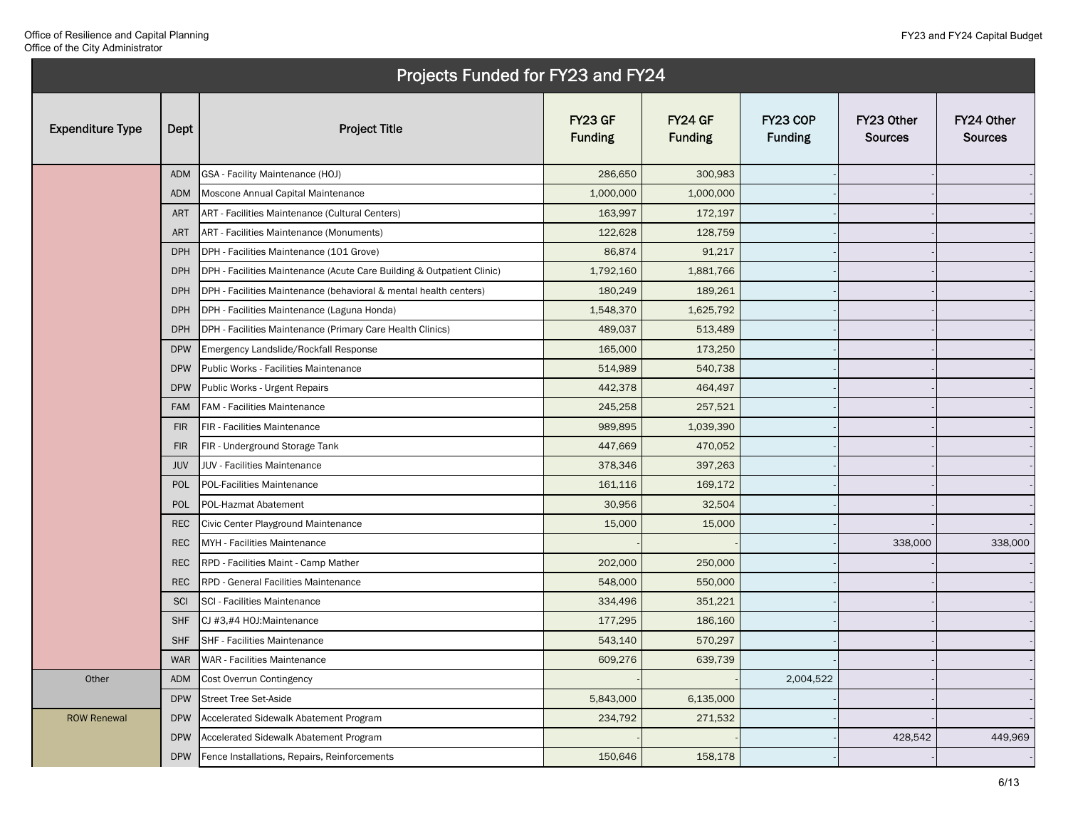## Projects Funded for FY23 and FY24

| Expenditure Type | Dept | Project Title | FY23 GF Funding | FY24 GF Funding | FY23 COP Funding | FY23 Other Sources | FY24 Other Sources |
|---|---|---|---|---|---|---|---|
| | ADM | GSA - Facility Maintenance (HOJ) | 286,650 | 300,983 | - | - | - |
| | ADM | Moscone Annual Capital Maintenance | 1,000,000 | 1,000,000 | - | - | - |
| | ART | ART - Facilities Maintenance (Cultural Centers) | 163,997 | 172,197 | - | - | - |
| | ART | ART - Facilities Maintenance (Monuments) | 122,628 | 128,759 | - | - | - |
| | DPH | DPH - Facilities Maintenance (101 Grove) | 86,874 | 91,217 | - | - | - |
| | DPH | DPH - Facilities Maintenance (Acute Care Building & Outpatient Clinic) | 1,792,160 | 1,881,766 | - | - | - |
| | DPH | DPH - Facilities Maintenance (behavioral & mental health centers) | 180,249 | 189,261 | - | - | - |
| | DPH | DPH - Facilities Maintenance (Laguna Honda) | 1,548,370 | 1,625,792 | - | - | - |
| | DPH | DPH - Facilities Maintenance (Primary Care Health Clinics) | 489,037 | 513,489 | - | - | - |
| | DPW | Emergency Landslide/Rockfall Response | 165,000 | 173,250 | - | - | - |
| | DPW | Public Works - Facilities Maintenance | 514,989 | 540,738 | - | - | - |
| | DPW | Public Works - Urgent Repairs | 442,378 | 464,497 | - | - | - |
| | FAM | FAM - Facilities Maintenance | 245,258 | 257,521 | - | - | - |
| | FIR | FIR - Facilities Maintenance | 989,895 | 1,039,390 | - | - | - |
| | FIR | FIR - Underground Storage Tank | 447,669 | 470,052 | - | - | - |
| | JUV | JUV - Facilities Maintenance | 378,346 | 397,263 | - | - | - |
| | POL | POL-Facilities Maintenance | 161,116 | 169,172 | - | - | - |
| | POL | POL-Hazmat Abatement | 30,956 | 32,504 | - | - | - |
| | REC | Civic Center Playground Maintenance | 15,000 | 15,000 | - | - | - |
| | REC | MYH - Facilities Maintenance | - | - | - | 338,000 | 338,000 |
| | REC | RPD - Facilities Maint - Camp Mather | 202,000 | 250,000 | - | - | - |
| | REC | RPD - General Facilities Maintenance | 548,000 | 550,000 | - | - | - |
| | SCI | SCI - Facilities Maintenance | 334,496 | 351,221 | - | - | - |
| | SHF | CJ #3,#4 HOJ:Maintenance | 177,295 | 186,160 | - | - | - |
| | SHF | SHF - Facilities Maintenance | 543,140 | 570,297 | - | - | - |
| | WAR | WAR - Facilities Maintenance | 609,276 | 639,739 | - | - | - |
| Other | ADM | Cost Overrun Contingency | - | - | 2,004,522 | - | - |
| | DPW | Street Tree Set-Aside | 5,843,000 | 6,135,000 | - | - | - |
| ROW Renewal | DPW | Accelerated Sidewalk Abatement Program | 234,792 | 271,532 | - | - | - |
| | DPW | Accelerated Sidewalk Abatement Program | - | - | - | 428,542 | 449,969 |
| | DPW | Fence Installations, Repairs, Reinforcements | 150,646 | 158,178 | - | - | - |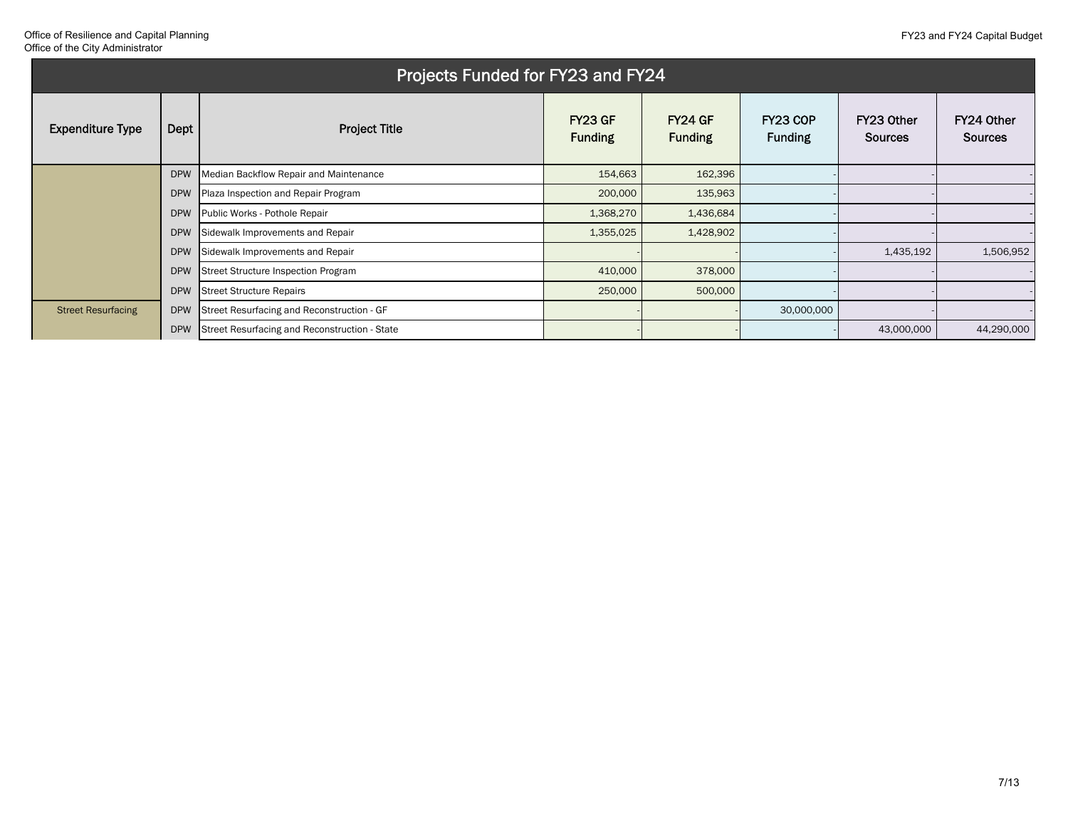## Projects Funded for FY23 and FY24

| Expenditure Type | Dept | Project Title | FY23 GF Funding | FY24 GF Funding | FY23 COP Funding | FY23 Other Sources | FY24 Other Sources |
|---|---|---|---|---|---|---|---|
| | DPW | Median Backflow Repair and Maintenance | 154,663 | 162,396 | - | - | - |
| | DPW | Plaza Inspection and Repair Program | 200,000 | 135,963 | - | - | - |
| | DPW | Public Works - Pothole Repair | 1,368,270 | 1,436,684 | - | - | - |
| | DPW | Sidewalk Improvements and Repair | 1,355,025 | 1,428,902 | - | - | - |
| | DPW | Sidewalk Improvements and Repair | - | - | - | 1,435,192 | 1,506,952 |
| | DPW | Street Structure Inspection Program | 410,000 | 378,000 | - | - | - |
| | DPW | Street Structure Repairs | 250,000 | 500,000 | - | - | - |
| Street Resurfacing | DPW | Street Resurfacing and Reconstruction - GF | - | - | 30,000,000 | - | - |
| | DPW | Street Resurfacing and Reconstruction - State | - | - | - | 43,000,000 | 44,290,000 |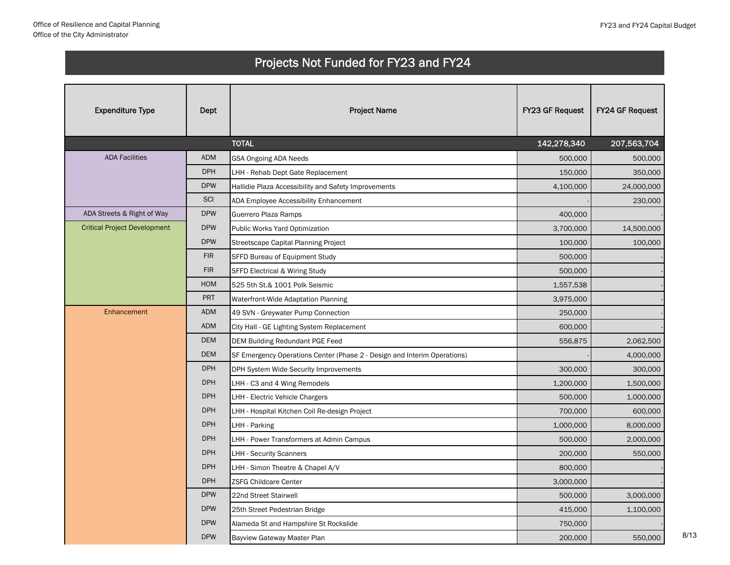# Projects Not Funded for FY23 and FY24

| Expenditure Type | Dept | Project Name | FY23 GF Request | FY24 GF Request |
|---|---|---|---|---|
| | | TOTAL | 142,278,340 | 207,563,704 |
| ADA Facilities | ADM | GSA Ongoing ADA Needs | 500,000 | 500,000 |
| | DPH | LHH - Rehab Dept Gate Replacement | 150,000 | 350,000 |
| | DPW | Hallidie Plaza Accessibility and Safety Improvements | 4,100,000 | 24,000,000 |
| | SCI | ADA Employee Accessibility Enhancement | - | 230,000 |
| ADA Streets & Right of Way | DPW | Guerrero Plaza Ramps | 400,000 | - |
| Critical Project Development | DPW | Public Works Yard Optimization | 3,700,000 | 14,500,000 |
| | DPW | Streetscape Capital Planning Project | 100,000 | 100,000 |
| | FIR | SFFD Bureau of Equipment Study | 500,000 | - |
| | FIR | SFFD Electrical & Wiring Study | 500,000 | - |
| | HOM | 525 5th St.& 1001 Polk Seismic | 1,557,538 | - |
| | PRT | Waterfront-Wide Adaptation Planning | 3,975,000 | - |
| Enhancement | ADM | 49 SVN - Greywater Pump Connection | 250,000 | - |
| | ADM | City Hall - GE Lighting System Replacement | 600,000 | - |
| | DEM | DEM Building Redundant PGE Feed | 556,875 | 2,062,500 |
| | DEM | SF Emergency Operations Center (Phase 2 - Design and Interim Operations) | - | 4,000,000 |
| | DPH | DPH System Wide Security Improvements | 300,000 | 300,000 |
| | DPH | LHH - C3 and 4 Wing Remodels | 1,200,000 | 1,500,000 |
| | DPH | LHH - Electric Vehicle Chargers | 500,000 | 1,000,000 |
| | DPH | LHH - Hospital Kitchen Coil Re-design Project | 700,000 | 600,000 |
| | DPH | LHH - Parking | 1,000,000 | 8,000,000 |
| | DPH | LHH - Power Transformers at Admin Campus | 500,000 | 2,000,000 |
| | DPH | LHH - Security Scanners | 200,000 | 550,000 |
| | DPH | LHH - Simon Theatre & Chapel A/V | 800,000 | - |
| | DPH | ZSFG Childcare Center | 3,000,000 | - |
| | DPW | 22nd Street Stairwell | 500,000 | 3,000,000 |
| | DPW | 25th Street Pedestrian Bridge | 415,000 | 1,100,000 |
| | DPW | Alameda St and Hampshire St Rockslide | 750,000 | - |
| | DPW | Bayview Gateway Master Plan | 200,000 | 550,000 |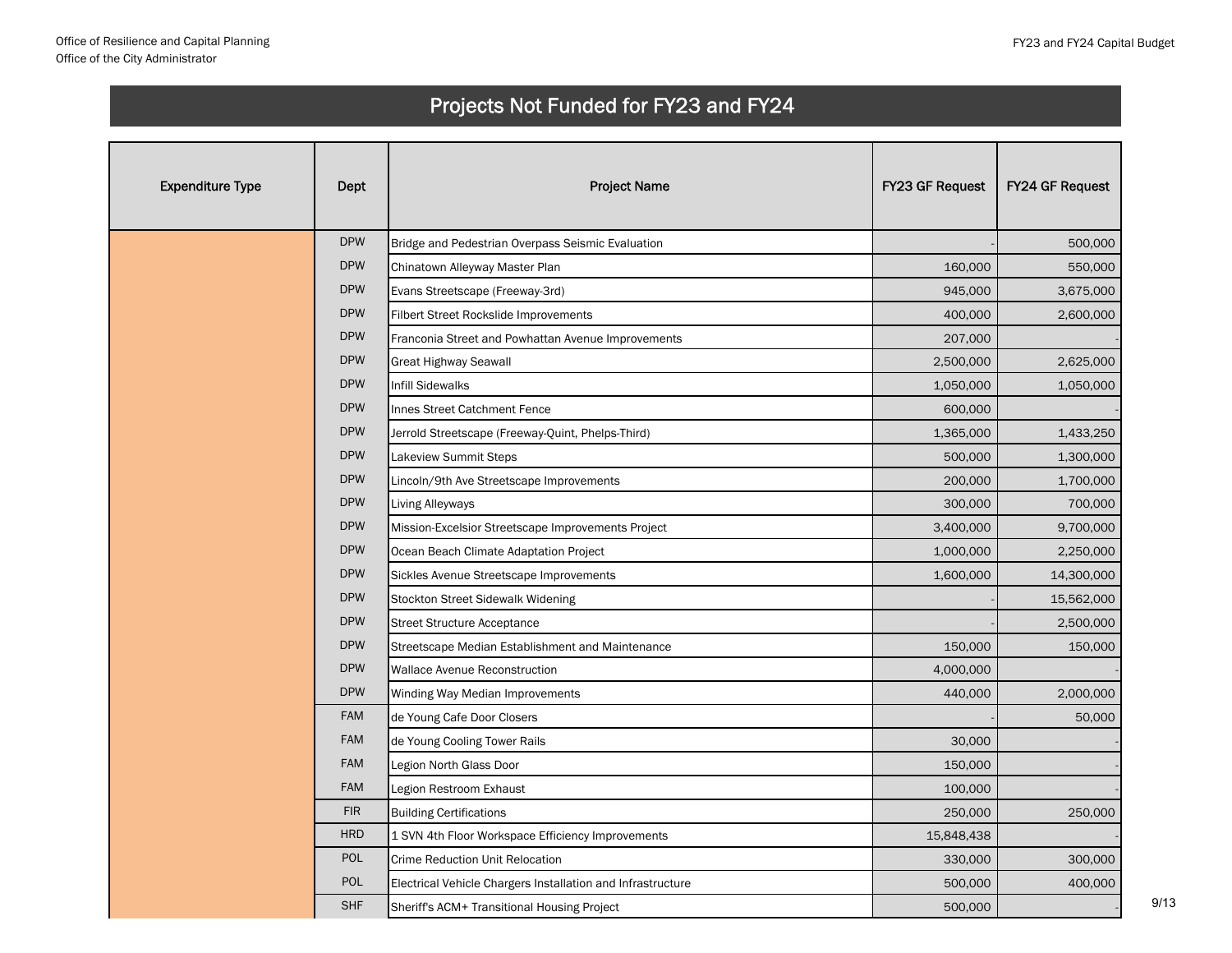# Projects Not Funded for FY23 and FY24

| Expenditure Type | Dept | Project Name | FY23 GF Request | FY24 GF Request |
|---|---|---|---|---|
| | DPW | Bridge and Pedestrian Overpass Seismic Evaluation | - | 500,000 |
| | DPW | Chinatown Alleyway Master Plan | 160,000 | 550,000 |
| | DPW | Evans Streetscape (Freeway-3rd) | 945,000 | 3,675,000 |
| | DPW | Filbert Street Rockslide Improvements | 400,000 | 2,600,000 |
| | DPW | Franconia Street and Powhattan Avenue Improvements | 207,000 | - |
| | DPW | Great Highway Seawall | 2,500,000 | 2,625,000 |
| | DPW | Infill Sidewalks | 1,050,000 | 1,050,000 |
| | DPW | Innes Street Catchment Fence | 600,000 | - |
| | DPW | Jerrold Streetscape (Freeway-Quint, Phelps-Third) | 1,365,000 | 1,433,250 |
| | DPW | Lakeview Summit Steps | 500,000 | 1,300,000 |
| | DPW | Lincoln/9th Ave Streetscape Improvements | 200,000 | 1,700,000 |
| | DPW | Living Alleyways | 300,000 | 700,000 |
| | DPW | Mission-Excelsior Streetscape Improvements Project | 3,400,000 | 9,700,000 |
| | DPW | Ocean Beach Climate Adaptation Project | 1,000,000 | 2,250,000 |
| | DPW | Sickles Avenue Streetscape Improvements | 1,600,000 | 14,300,000 |
| | DPW | Stockton Street Sidewalk Widening | - | 15,562,000 |
| | DPW | Street Structure Acceptance | - | 2,500,000 |
| | DPW | Streetscape Median Establishment and Maintenance | 150,000 | 150,000 |
| | DPW | Wallace Avenue Reconstruction | 4,000,000 | - |
| | DPW | Winding Way Median Improvements | 440,000 | 2,000,000 |
| | FAM | de Young Cafe Door Closers | - | 50,000 |
| | FAM | de Young Cooling Tower Rails | 30,000 | - |
| | FAM | Legion North Glass Door | 150,000 | - |
| | FAM | Legion Restroom Exhaust | 100,000 | - |
| | FIR | Building Certifications | 250,000 | 250,000 |
| | HRD | 1 SVN 4th Floor Workspace Efficiency Improvements | 15,848,438 | - |
| | POL | Crime Reduction Unit Relocation | 330,000 | 300,000 |
| | POL | Electrical Vehicle Chargers Installation and Infrastructure | 500,000 | 400,000 |
| | SHF | Sheriff's ACM+ Transitional Housing Project | 500,000 | - |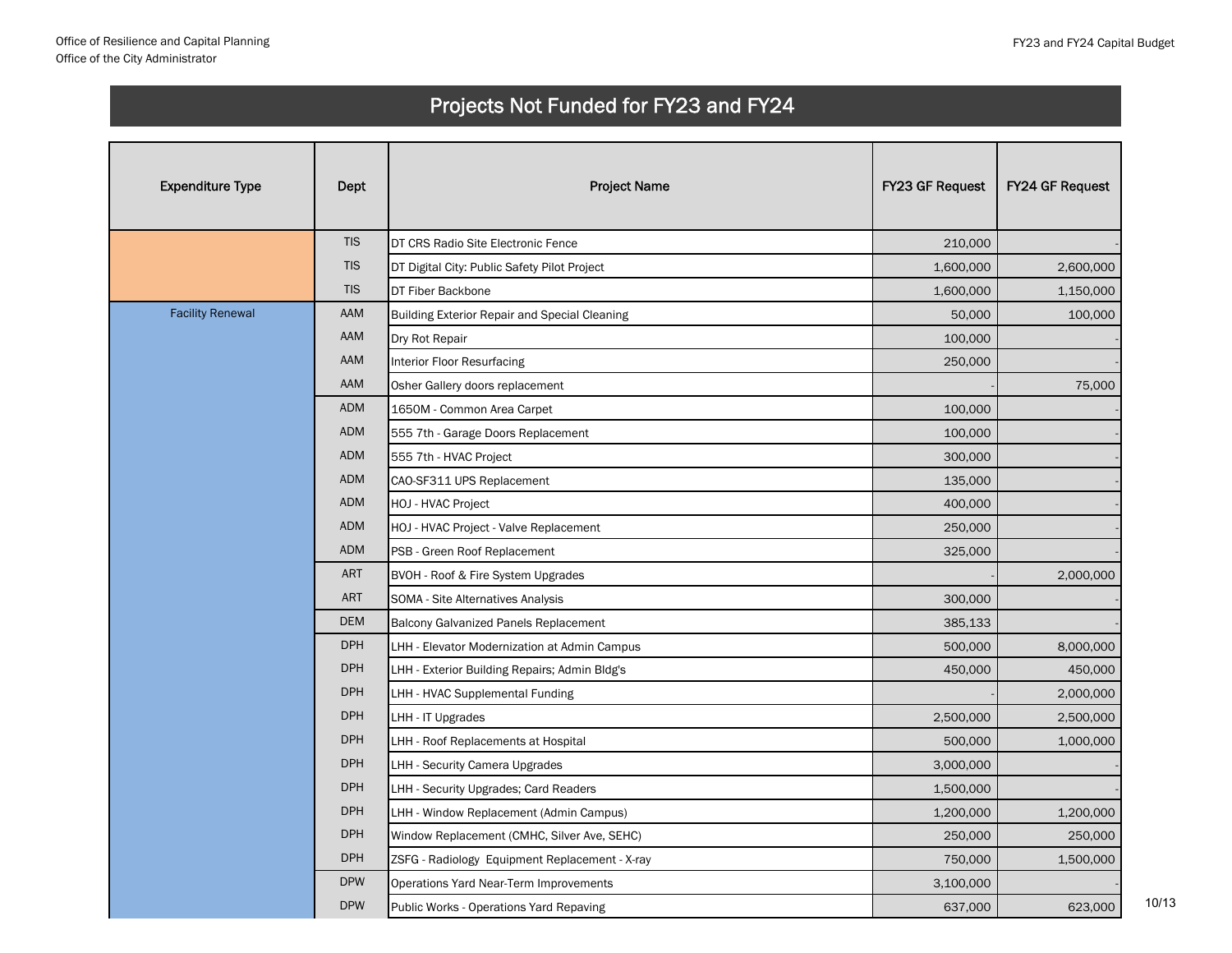# Projects Not Funded for FY23 and FY24

| Expenditure Type | Dept | Project Name | FY23 GF Request | FY24 GF Request |
|---|---|---|---|---|
| | TIS | DT CRS Radio Site Electronic Fence | 210,000 | - |
| | TIS | DT Digital City: Public Safety Pilot Project | 1,600,000 | 2,600,000 |
| | TIS | DT Fiber Backbone | 1,600,000 | 1,150,000 |
| Facility Renewal | AAM | Building Exterior Repair and Special Cleaning | 50,000 | 100,000 |
| | AAM | Dry Rot Repair | 100,000 | - |
| | AAM | Interior Floor Resurfacing | 250,000 | - |
| | AAM | Osher Gallery doors replacement | - | 75,000 |
| | ADM | 1650M - Common Area Carpet | 100,000 | - |
| | ADM | 555 7th - Garage Doors Replacement | 100,000 | - |
| | ADM | 555 7th - HVAC Project | 300,000 | - |
| | ADM | CAO-SF311 UPS Replacement | 135,000 | - |
| | ADM | HOJ - HVAC Project | 400,000 | - |
| | ADM | HOJ - HVAC Project - Valve Replacement | 250,000 | - |
| | ADM | PSB - Green Roof Replacement | 325,000 | - |
| | ART | BVOH - Roof & Fire System Upgrades | - | 2,000,000 |
| | ART | SOMA - Site Alternatives Analysis | 300,000 | - |
| | DEM | Balcony Galvanized Panels Replacement | 385,133 | - |
| | DPH | LHH - Elevator Modernization at Admin Campus | 500,000 | 8,000,000 |
| | DPH | LHH - Exterior Building Repairs; Admin Bldg's | 450,000 | 450,000 |
| | DPH | LHH - HVAC Supplemental Funding | - | 2,000,000 |
| | DPH | LHH - IT Upgrades | 2,500,000 | 2,500,000 |
| | DPH | LHH - Roof Replacements at Hospital | 500,000 | 1,000,000 |
| | DPH | LHH - Security Camera Upgrades | 3,000,000 | - |
| | DPH | LHH - Security Upgrades; Card Readers | 1,500,000 | - |
| | DPH | LHH - Window Replacement (Admin Campus) | 1,200,000 | 1,200,000 |
| | DPH | Window Replacement (CMHC, Silver Ave, SEHC) | 250,000 | 250,000 |
| | DPH | ZSFG - Radiology Equipment Replacement - X-ray | 750,000 | 1,500,000 |
| | DPW | Operations Yard Near-Term Improvements | 3,100,000 | - |
| | DPW | Public Works - Operations Yard Repaving | 637,000 | 623,000 |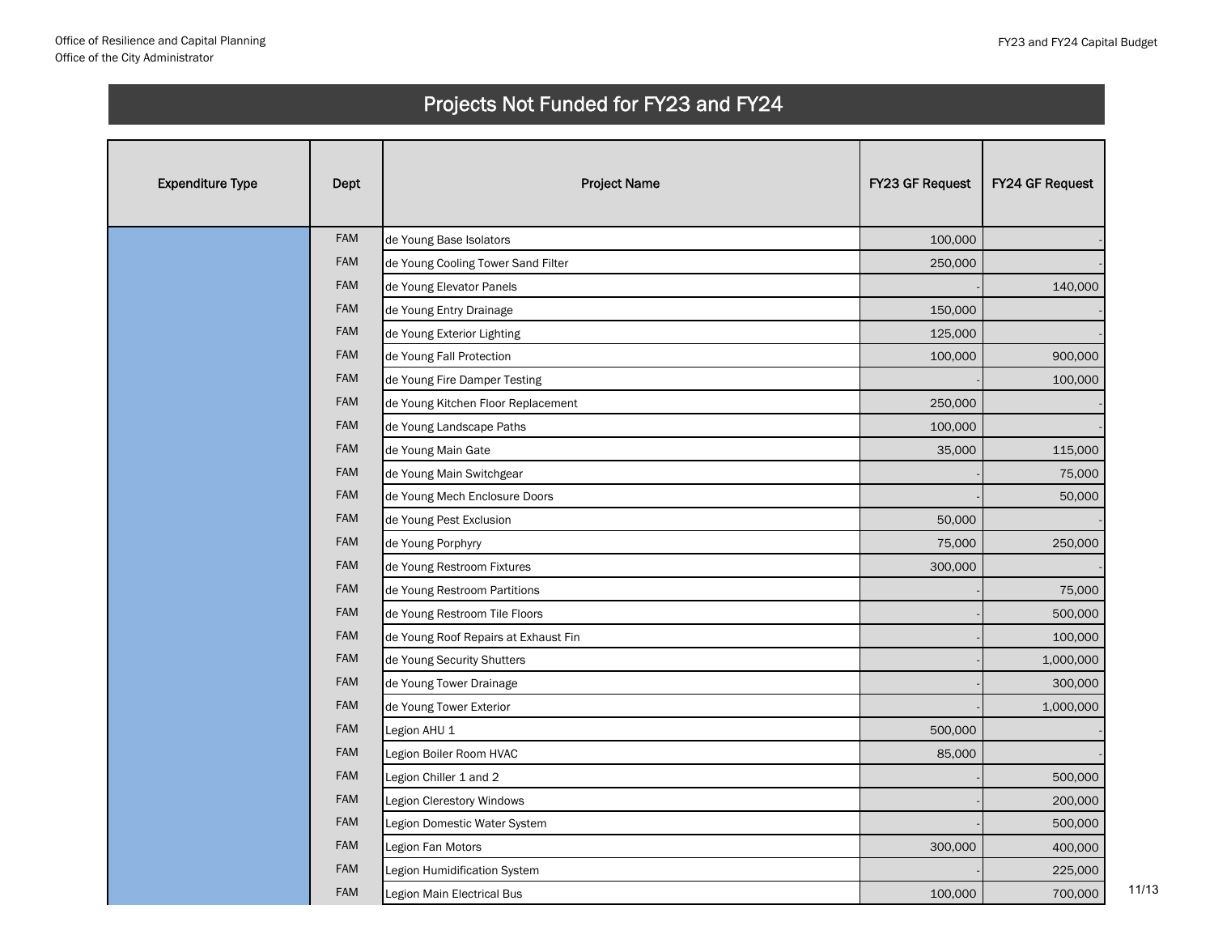# Projects Not Funded for FY23 and FY24

| Expenditure Type | Dept | Project Name | FY23 GF Request | FY24 GF Request |
|---|---|---|---|---|
| | FAM | de Young Base Isolators | 100,000 | - |
| | FAM | de Young Cooling Tower Sand Filter | 250,000 | - |
| | FAM | de Young Elevator Panels | - | 140,000 |
| | FAM | de Young Entry Drainage | 150,000 | - |
| | FAM | de Young Exterior Lighting | 125,000 | - |
| | FAM | de Young Fall Protection | 100,000 | 900,000 |
| | FAM | de Young Fire Damper Testing | - | 100,000 |
| | FAM | de Young Kitchen Floor Replacement | 250,000 | - |
| | FAM | de Young Landscape Paths | 100,000 | - |
| | FAM | de Young Main Gate | 35,000 | 115,000 |
| | FAM | de Young Main Switchgear | - | 75,000 |
| | FAM | de Young Mech Enclosure Doors | - | 50,000 |
| | FAM | de Young Pest Exclusion | 50,000 | - |
| | FAM | de Young Porphyry | 75,000 | 250,000 |
| | FAM | de Young Restroom Fixtures | 300,000 | - |
| | FAM | de Young Restroom Partitions | - | 75,000 |
| | FAM | de Young Restroom Tile Floors | - | 500,000 |
| | FAM | de Young Roof Repairs at Exhaust Fin | - | 100,000 |
| | FAM | de Young Security Shutters | - | 1,000,000 |
| | FAM | de Young Tower Drainage | - | 300,000 |
| | FAM | de Young Tower Exterior | - | 1,000,000 |
| | FAM | Legion AHU 1 | 500,000 | - |
| | FAM | Legion Boiler Room HVAC | 85,000 | - |
| | FAM | Legion Chiller 1 and 2 | - | 500,000 |
| | FAM | Legion Clerestory Windows | - | 200,000 |
| | FAM | Legion Domestic Water System | - | 500,000 |
| | FAM | Legion Fan Motors | 300,000 | 400,000 |
| | FAM | Legion Humidification System | - | 225,000 |
| | FAM | Legion Main Electrical Bus | 100,000 | 700,000 |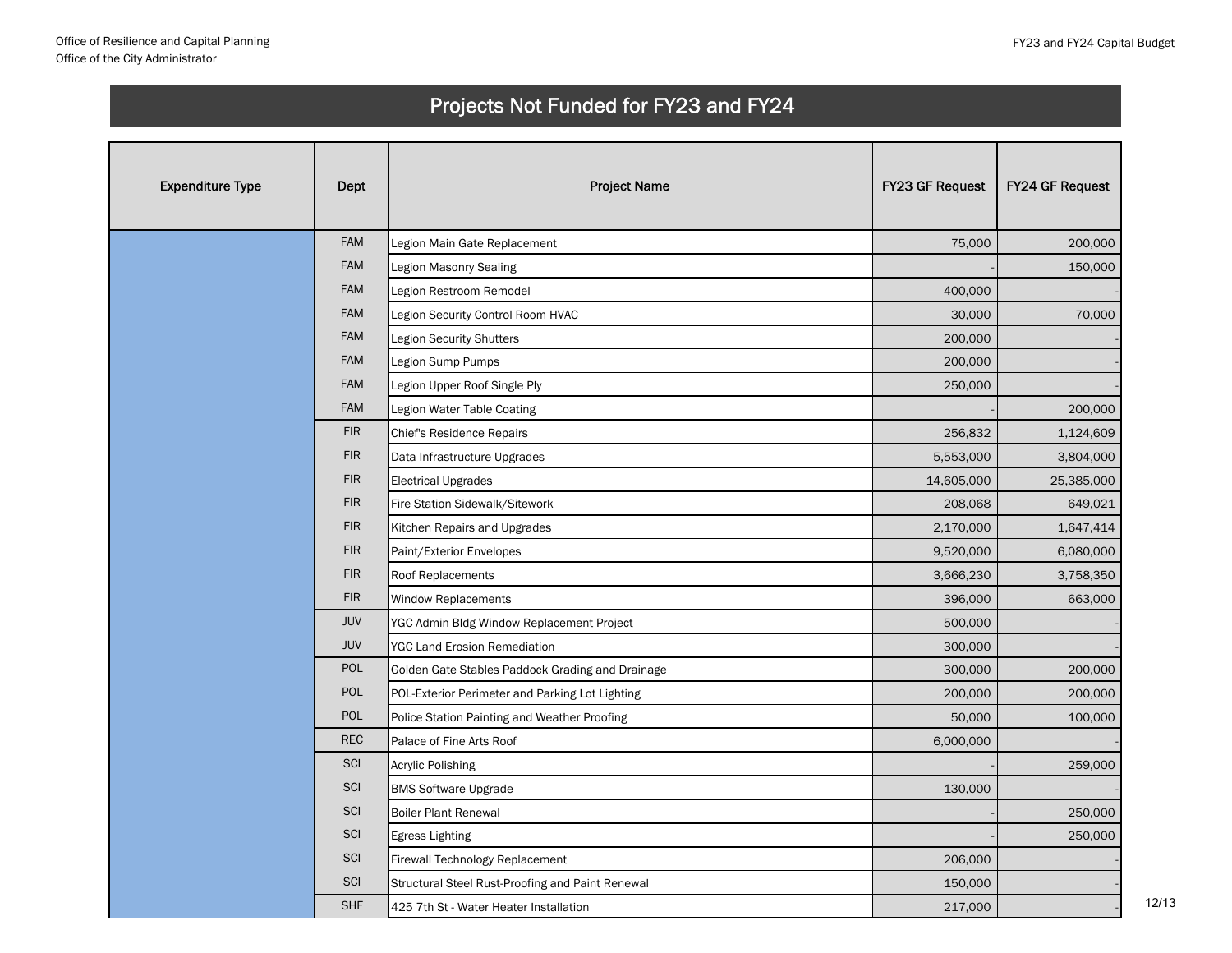# Projects Not Funded for FY23 and FY24

| Expenditure Type | Dept | Project Name | FY23 GF Request | FY24 GF Request |
|---|---|---|---|---|
| | FAM | Legion Main Gate Replacement | 75,000 | 200,000 |
| | FAM | Legion Masonry Sealing | - | 150,000 |
| | FAM | Legion Restroom Remodel | 400,000 | - |
| | FAM | Legion Security Control Room HVAC | 30,000 | 70,000 |
| | FAM | Legion Security Shutters | 200,000 | - |
| | FAM | Legion Sump Pumps | 200,000 | - |
| | FAM | Legion Upper Roof Single Ply | 250,000 | - |
| | FAM | Legion Water Table Coating | - | 200,000 |
| | FIR | Chief's Residence Repairs | 256,832 | 1,124,609 |
| | FIR | Data Infrastructure Upgrades | 5,553,000 | 3,804,000 |
| | FIR | Electrical Upgrades | 14,605,000 | 25,385,000 |
| | FIR | Fire Station Sidewalk/Sitework | 208,068 | 649,021 |
| | FIR | Kitchen Repairs and Upgrades | 2,170,000 | 1,647,414 |
| | FIR | Paint/Exterior Envelopes | 9,520,000 | 6,080,000 |
| | FIR | Roof Replacements | 3,666,230 | 3,758,350 |
| | FIR | Window Replacements | 396,000 | 663,000 |
| | JUV | YGC Admin Bldg Window Replacement Project | 500,000 | - |
| | JUV | YGC Land Erosion Remediation | 300,000 | - |
| | POL | Golden Gate Stables Paddock Grading and Drainage | 300,000 | 200,000 |
| | POL | POL-Exterior Perimeter and Parking Lot Lighting | 200,000 | 200,000 |
| | POL | Police Station Painting and Weather Proofing | 50,000 | 100,000 |
| | REC | Palace of Fine Arts Roof | 6,000,000 | - |
| | SCI | Acrylic Polishing | - | 259,000 |
| | SCI | BMS Software Upgrade | 130,000 | - |
| | SCI | Boiler Plant Renewal | - | 250,000 |
| | SCI | Egress Lighting | - | 250,000 |
| | SCI | Firewall Technology Replacement | 206,000 | - |
| | SCI | Structural Steel Rust-Proofing and Paint Renewal | 150,000 | - |
| | SHF | 425 7th St - Water Heater Installation | 217,000 | - |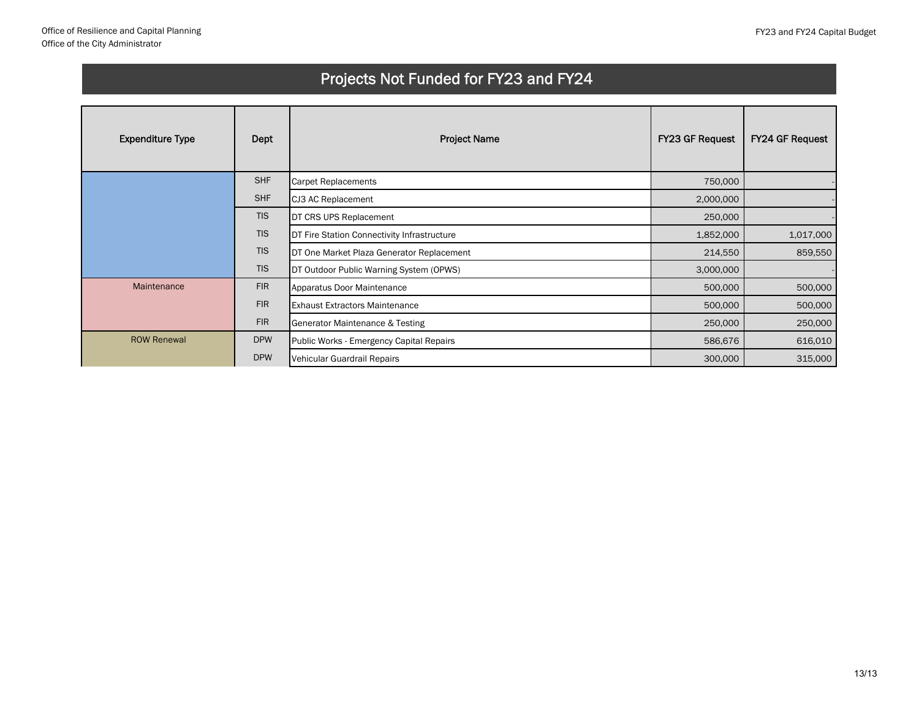# Projects Not Funded for FY23 and FY24

| Expenditure Type | Dept | Project Name | FY23 GF Request | FY24 GF Request |
|---|---|---|---|---|
| | SHF | Carpet Replacements | 750,000 | - |
| | SHF | CJ3 AC Replacement | 2,000,000 | - |
| | TIS | DT CRS UPS Replacement | 250,000 | - |
| | TIS | DT Fire Station Connectivity Infrastructure | 1,852,000 | 1,017,000 |
| | TIS | DT One Market Plaza Generator Replacement | 214,550 | 859,550 |
| | TIS | DT Outdoor Public Warning System (OPWS) | 3,000,000 | - |
| Maintenance | FIR | Apparatus Door Maintenance | 500,000 | 500,000 |
| | FIR | Exhaust Extractors Maintenance | 500,000 | 500,000 |
| | FIR | Generator Maintenance & Testing | 250,000 | 250,000 |
| ROW Renewal | DPW | Public Works - Emergency Capital Repairs | 586,676 | 616,010 |
| | DPW | Vehicular Guardrail Repairs | 300,000 | 315,000 |